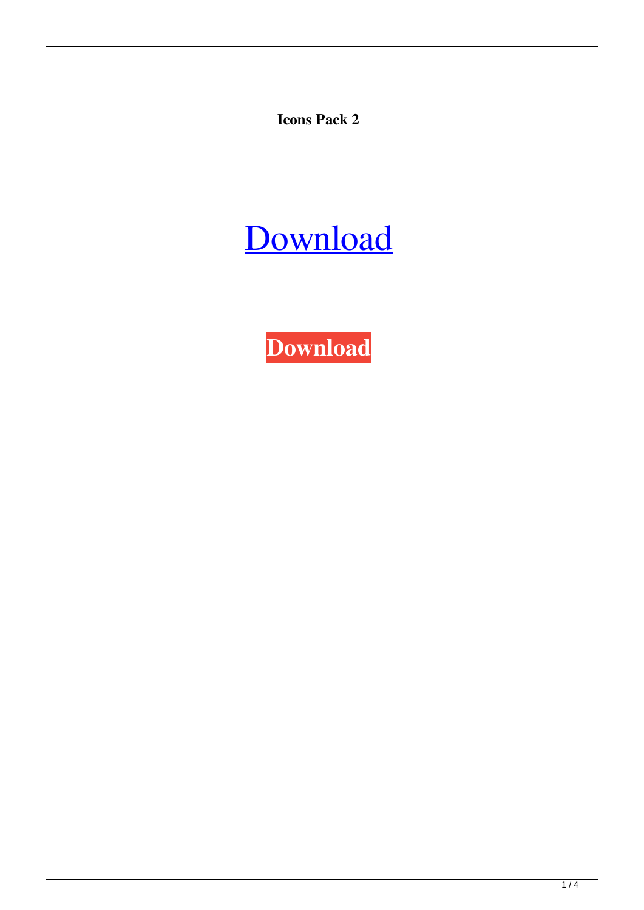**Icons Pack 2**

Download

**Download**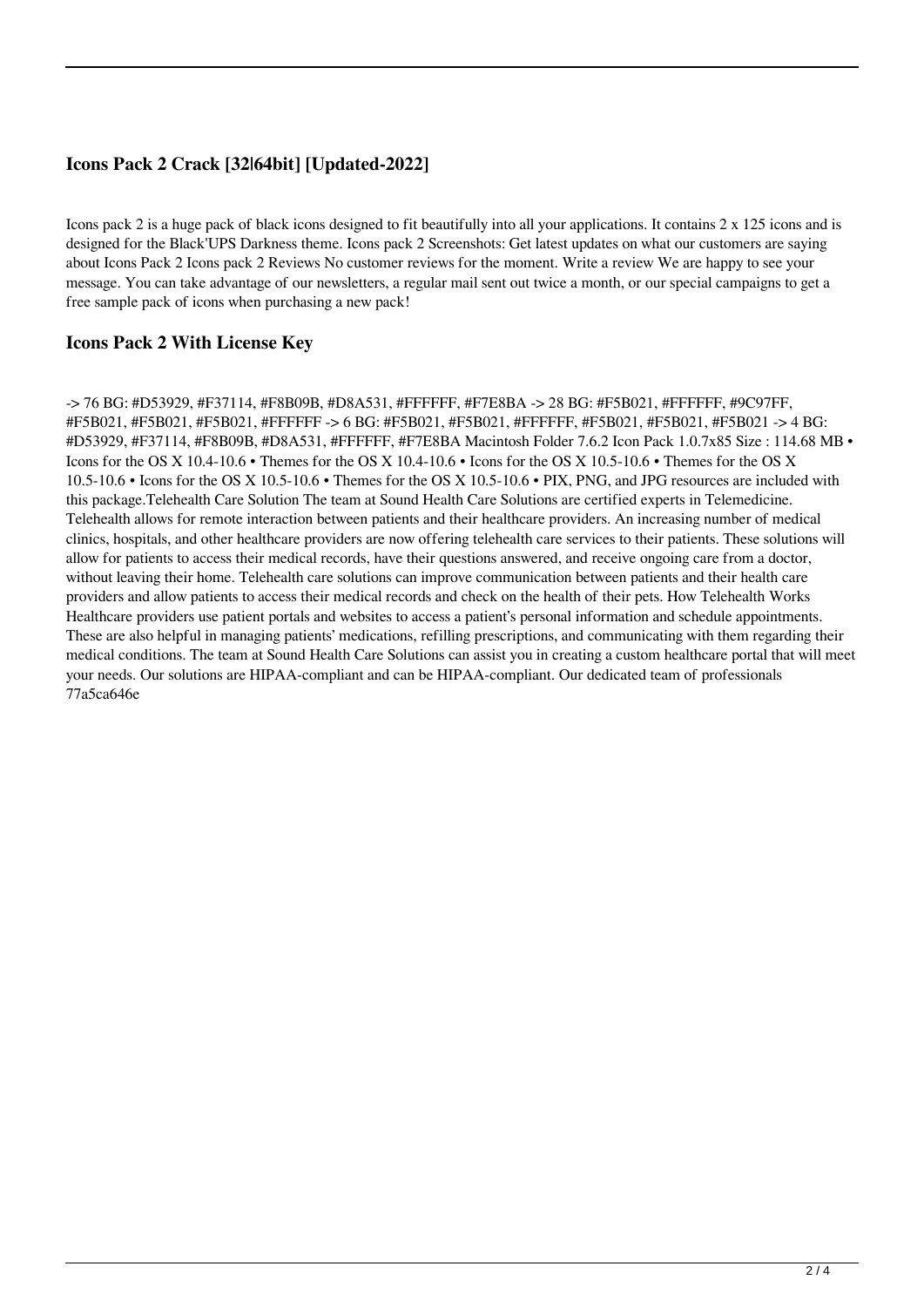## Icons Pack 2 Crack [32|64bit] [Updated-2022]

Icons pack 2 is a huge pack of black icons designed to fit beautifully into all your applications. It contains 2 x 125 icons and is designed for the Black'UPS Darkness theme. Icons pack 2 Screenshots: Get latest updates on what our customers are saying about Icons Pack 2 Icons pack 2 Reviews No customer reviews for the moment. Write a review We are happy to see your message. You can take advantage of our newsletters, a regular mail sent out twice a month, or our special campaigns to get a free sample pack of icons when purchasing a new pack!

## Icons Pack 2 With License Key

-> 76 BG: #D53929, #F37114, #F8B09B, #D8A531, #FFFFFF, #F7E8BA -> 28 BG: #F5B021, #FFFFFF, #9C97FF, #F5B021, #F5B021, #F5B021, #FFFFFF -> 6 BG: #F5B021, #F5B021, #FFFFFF, #F5B021, #F5B021, #F5B021 -> 4 BG: #D53929, #F37114, #F8B09B, #D8A531, #FFFFFF, #F7E8BA Macintosh Folder 7.6.2 Icon Pack 1.0.7x85 Size : 114.68 MB • Icons for the OS X 10.4-10.6 • Themes for the OS X 10.4-10.6 • Icons for the OS X 10.5-10.6 • Themes for the OS X 10.5-10.6 • Icons for the OS X 10.5-10.6 • Themes for the OS X 10.5-10.6 • PIX, PNG, and JPG resources are included with this package.Telehealth Care Solution The team at Sound Health Care Solutions are certified experts in Telemedicine. Telehealth allows for remote interaction between patients and their healthcare providers. An increasing number of medical clinics, hospitals, and other healthcare providers are now offering telehealth care services to their patients. These solutions will allow for patients to access their medical records, have their questions answered, and receive ongoing care from a doctor, without leaving their home. Telehealth care solutions can improve communication between patients and their health care providers and allow patients to access their medical records and check on the health of their pets. How Telehealth Works Healthcare providers use patient portals and websites to access a patient's personal information and schedule appointments. These are also helpful in managing patients' medications, refilling prescriptions, and communicating with them regarding their medical conditions. The team at Sound Health Care Solutions can assist you in creating a custom healthcare portal that will meet your needs. Our solutions are HIPAA-compliant and can be HIPAA-compliant. Our dedicated team of professionals 77a5ca646e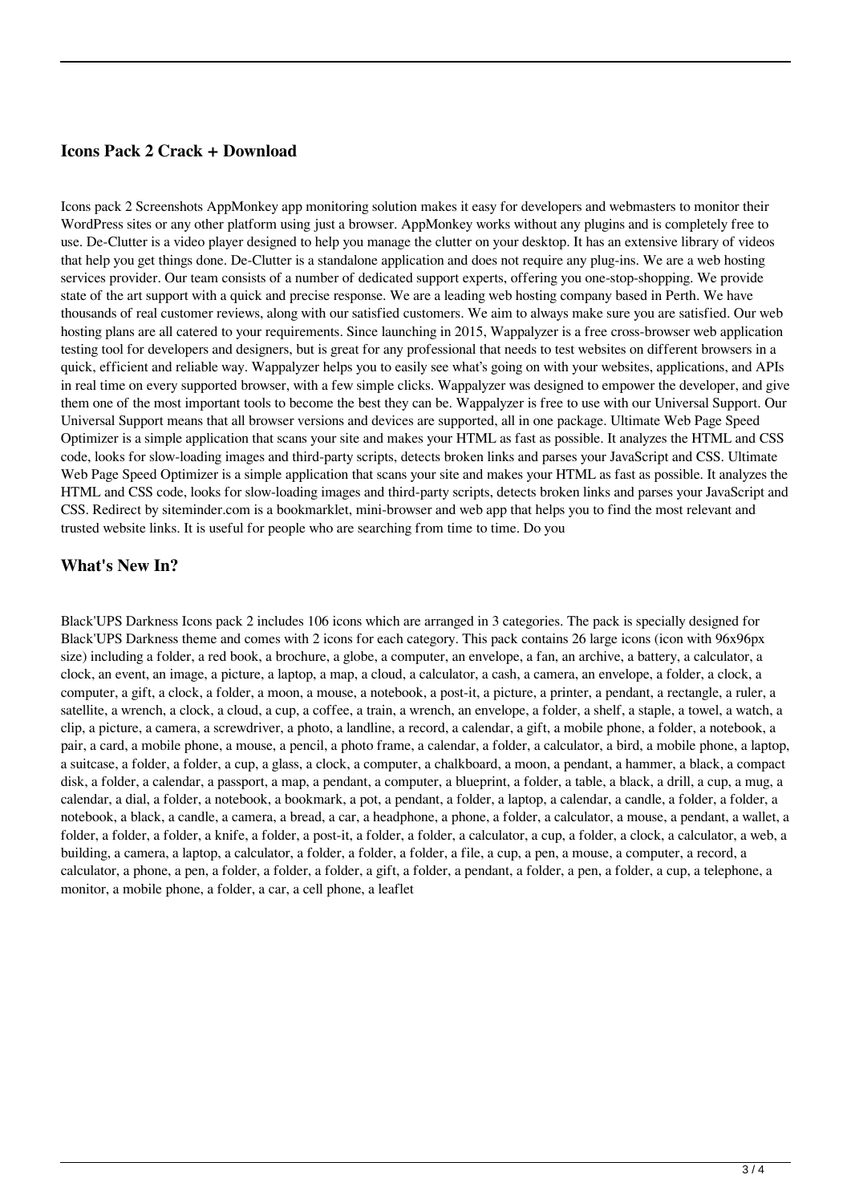### Icons Pack 2 Crack + Download

Icons pack 2 Screenshots AppMonkey app monitoring solution makes it easy for developers and webmasters to monitor their WordPress sites or any other platform using just a browser. AppMonkey works without any plugins and is completely free to use. De-Clutter is a video player designed to help you manage the clutter on your desktop. It has an extensive library of videos that help you get things done. De-Clutter is a standalone application and does not require any plug-ins. We are a web hosting services provider. Our team consists of a number of dedicated support experts, offering you one-stop-shopping. We provide state of the art support with a quick and precise response. We are a leading web hosting company based in Perth. We have thousands of real customer reviews, along with our satisfied customers. We aim to always make sure you are satisfied. Our web hosting plans are all catered to your requirements. Since launching in 2015, Wappalyzer is a free cross-browser web application testing tool for developers and designers, but is great for any professional that needs to test websites on different browsers in a quick, efficient and reliable way. Wappalyzer helps you to easily see what's going on with your websites, applications, and APIs in real time on every supported browser, with a few simple clicks. Wappalyzer was designed to empower the developer, and give them one of the most important tools to become the best they can be. Wappalyzer is free to use with our Universal Support. Our Universal Support means that all browser versions and devices are supported, all in one package. Ultimate Web Page Speed Optimizer is a simple application that scans your site and makes your HTML as fast as possible. It analyzes the HTML and CSS code, looks for slow-loading images and third-party scripts, detects broken links and parses your JavaScript and CSS. Ultimate Web Page Speed Optimizer is a simple application that scans your site and makes your HTML as fast as possible. It analyzes the HTML and CSS code, looks for slow-loading images and third-party scripts, detects broken links and parses your JavaScript and CSS. Redirect by siteminder.com is a bookmarklet, mini-browser and web app that helps you to find the most relevant and trusted website links. It is useful for people who are searching from time to time. Do you

### What's New In?

Black'UPS Darkness Icons pack 2 includes 106 icons which are arranged in 3 categories. The pack is specially designed for Black'UPS Darkness theme and comes with 2 icons for each category. This pack contains 26 large icons (icon with 96x96px size) including a folder, a red book, a brochure, a globe, a computer, an envelope, a fan, an archive, a battery, a calculator, a clock, an event, an image, a picture, a laptop, a map, a cloud, a calculator, a cash, a camera, an envelope, a folder, a clock, a computer, a gift, a clock, a folder, a moon, a mouse, a notebook, a post-it, a picture, a printer, a pendant, a rectangle, a ruler, a satellite, a wrench, a clock, a cloud, a cup, a coffee, a train, a wrench, an envelope, a folder, a shelf, a staple, a towel, a watch, a clip, a picture, a camera, a screwdriver, a photo, a landline, a record, a calendar, a gift, a mobile phone, a folder, a notebook, a pair, a card, a mobile phone, a mouse, a pencil, a photo frame, a calendar, a folder, a calculator, a bird, a mobile phone, a laptop, a suitcase, a folder, a folder, a cup, a glass, a clock, a computer, a chalkboard, a moon, a pendant, a hammer, a black, a compact disk, a folder, a calendar, a passport, a map, a pendant, a computer, a blueprint, a folder, a table, a black, a drill, a cup, a mug, a calendar, a dial, a folder, a notebook, a bookmark, a pot, a pendant, a folder, a laptop, a calendar, a candle, a folder, a folder, a notebook, a black, a candle, a camera, a bread, a car, a headphone, a phone, a folder, a calculator, a mouse, a pendant, a wallet, a folder, a folder, a folder, a knife, a folder, a post-it, a folder, a folder, a calculator, a cup, a folder, a clock, a calculator, a web, a building, a camera, a laptop, a calculator, a folder, a folder, a folder, a file, a cup, a pen, a mouse, a computer, a record, a calculator, a phone, a pen, a folder, a folder, a folder, a gift, a folder, a pendant, a folder, a pen, a folder, a cup, a telephone, a monitor, a mobile phone, a folder, a car, a cell phone, a leaflet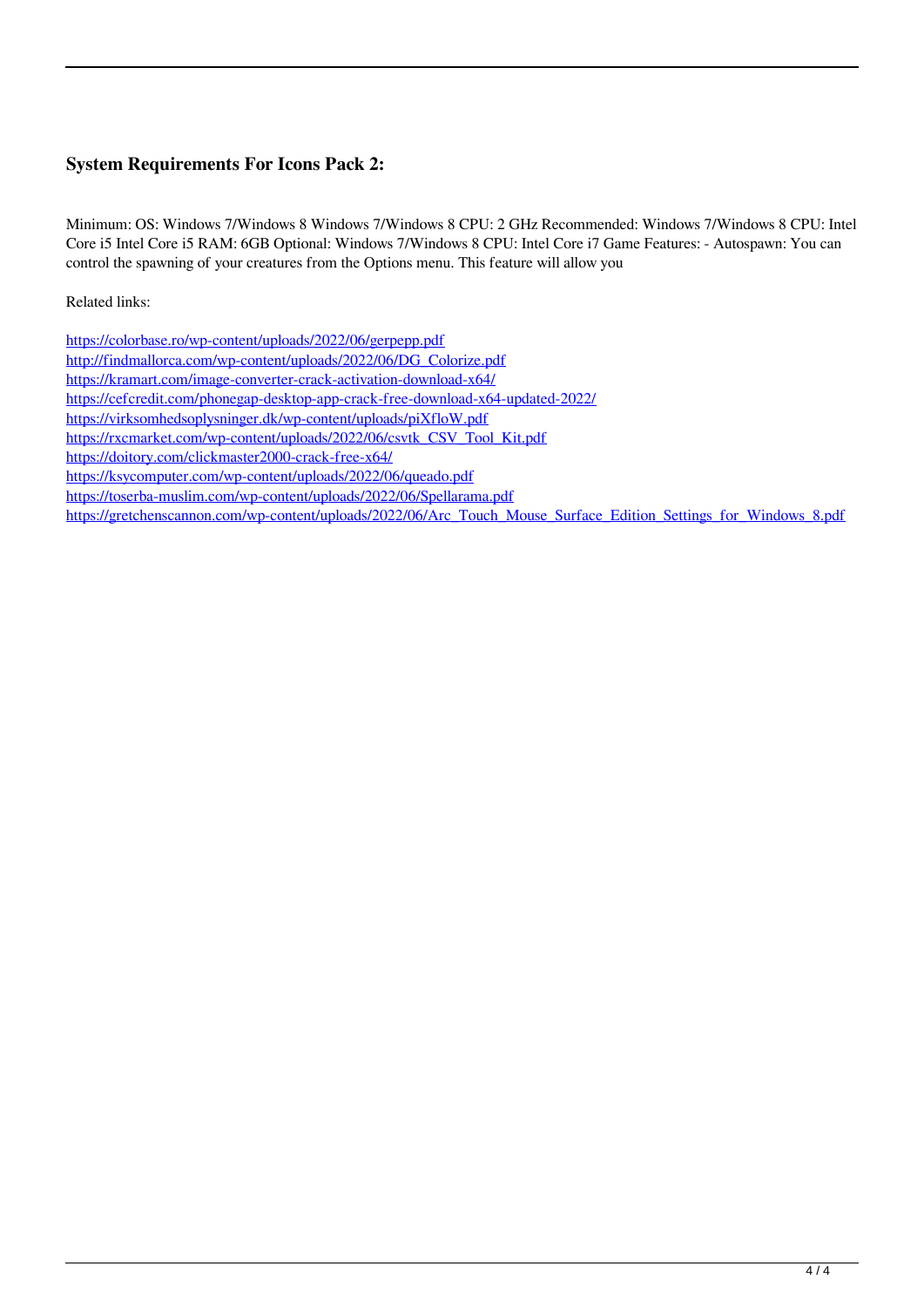### System Requirements For Icons Pack 2:

Minimum: OS: Windows 7/Windows 8 Windows 7/Windows 8 CPU: 2 GHz Recommended: Windows 7/Windows 8 CPU: Intel Core i5 Intel Core i5 RAM: 6GB Optional: Windows 7/Windows 8 CPU: Intel Core i7 Game Features: - Autospawn: You can control the spawning of your creatures from the Options menu. This feature will allow you

Related links:

https://colorbase.ro/wp-content/uploads/2022/06/gerpepp.pdf
http://findmallorca.com/wp-content/uploads/2022/06/DG_Colorize.pdf
https://kramart.com/image-converter-crack-activation-download-x64/
https://cefcredit.com/phonegap-desktop-app-crack-free-download-x64-updated-2022/
https://virksomhedsoplysninger.dk/wp-content/uploads/piXfloW.pdf
https://rxcmarket.com/wp-content/uploads/2022/06/csvtk_CSV_Tool_Kit.pdf
https://doitory.com/clickmaster2000-crack-free-x64/
https://ksycomputer.com/wp-content/uploads/2022/06/queado.pdf
https://toserba-muslim.com/wp-content/uploads/2022/06/Spellarama.pdf
https://gretchenscannon.com/wp-content/uploads/2022/06/Arc_Touch_Mouse_Surface_Edition_Settings_for_Windows_8.pdf